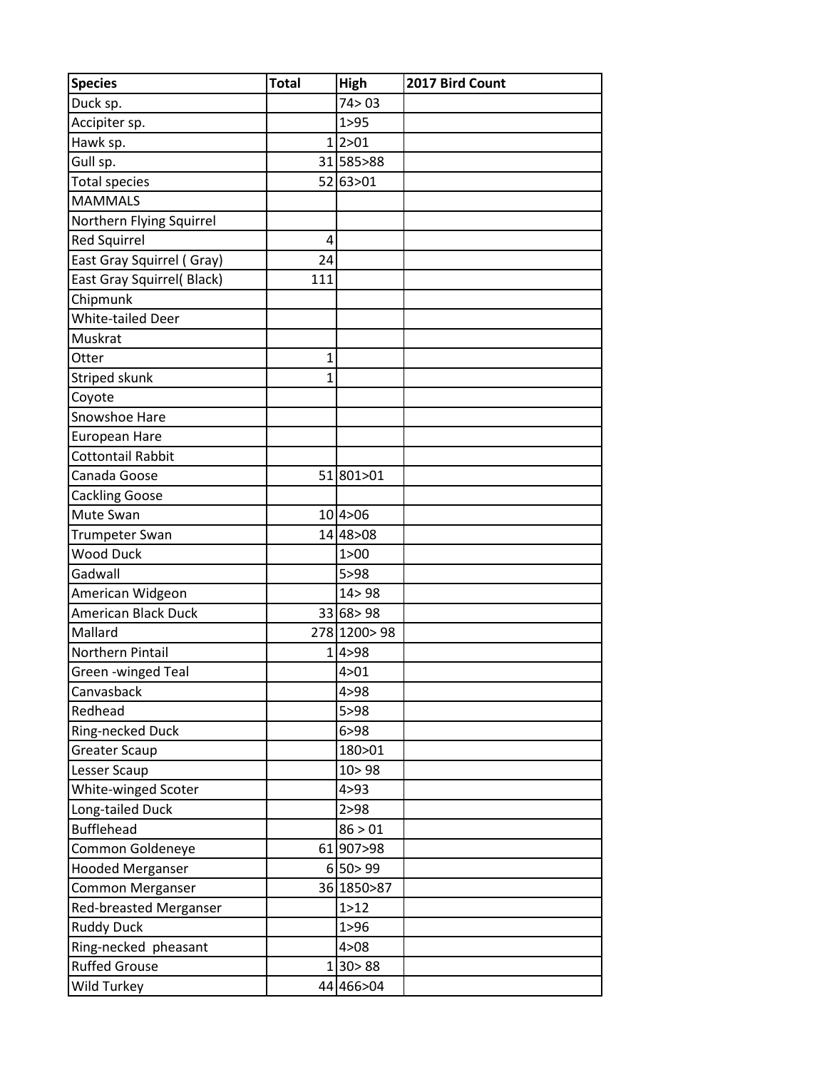| Species | Total | High | 2017 Bird Count |
|---|---|---|---|
| Duck sp. | | 74> 03 | |
| Accipiter sp. | | 1>95 | |
| Hawk sp. | 1 | 2>01 | |
| Gull sp. | 31 | 585>88 | |
| Total species | 52 | 63>01 | |
| MAMMALS | | | |
| Northern Flying Squirrel | | | |
| Red Squirrel | 4 | | |
| East Gray Squirrel ( Gray) | 24 | | |
| East Gray Squirrel( Black) | 111 | | |
| Chipmunk | | | |
| White-tailed Deer | | | |
| Muskrat | | | |
| Otter | 1 | | |
| Striped skunk | 1 | | |
| Coyote | | | |
| Snowshoe Hare | | | |
| European Hare | | | |
| Cottontail Rabbit | | | |
| Canada Goose | 51 | 801>01 | |
| Cackling Goose | | | |
| Mute Swan | 10 | 4>06 | |
| Trumpeter Swan | 14 | 48>08 | |
| Wood Duck | | 1>00 | |
| Gadwall | | 5>98 | |
| American Widgeon | | 14> 98 | |
| American Black Duck | 33 | 68> 98 | |
| Mallard | 278 | 1200> 98 | |
| Northern Pintail | 1 | 4>98 | |
| Green -winged Teal | | 4>01 | |
| Canvasback | | 4>98 | |
| Redhead | | 5>98 | |
| Ring-necked Duck | | 6>98 | |
| Greater Scaup | | 180>01 | |
| Lesser Scaup | | 10> 98 | |
| White-winged Scoter | | 4>93 | |
| Long-tailed Duck | | 2>98 | |
| Bufflehead | | 86 > 01 | |
| Common Goldeneye | 61 | 907>98 | |
| Hooded Merganser | 6 | 50> 99 | |
| Common Merganser | 36 | 1850>87 | |
| Red-breasted Merganser | | 1>12 | |
| Ruddy Duck | | 1>96 | |
| Ring-necked pheasant | | 4>08 | |
| Ruffed Grouse | 1 | 30> 88 | |
| Wild Turkey | 44 | 466>04 | |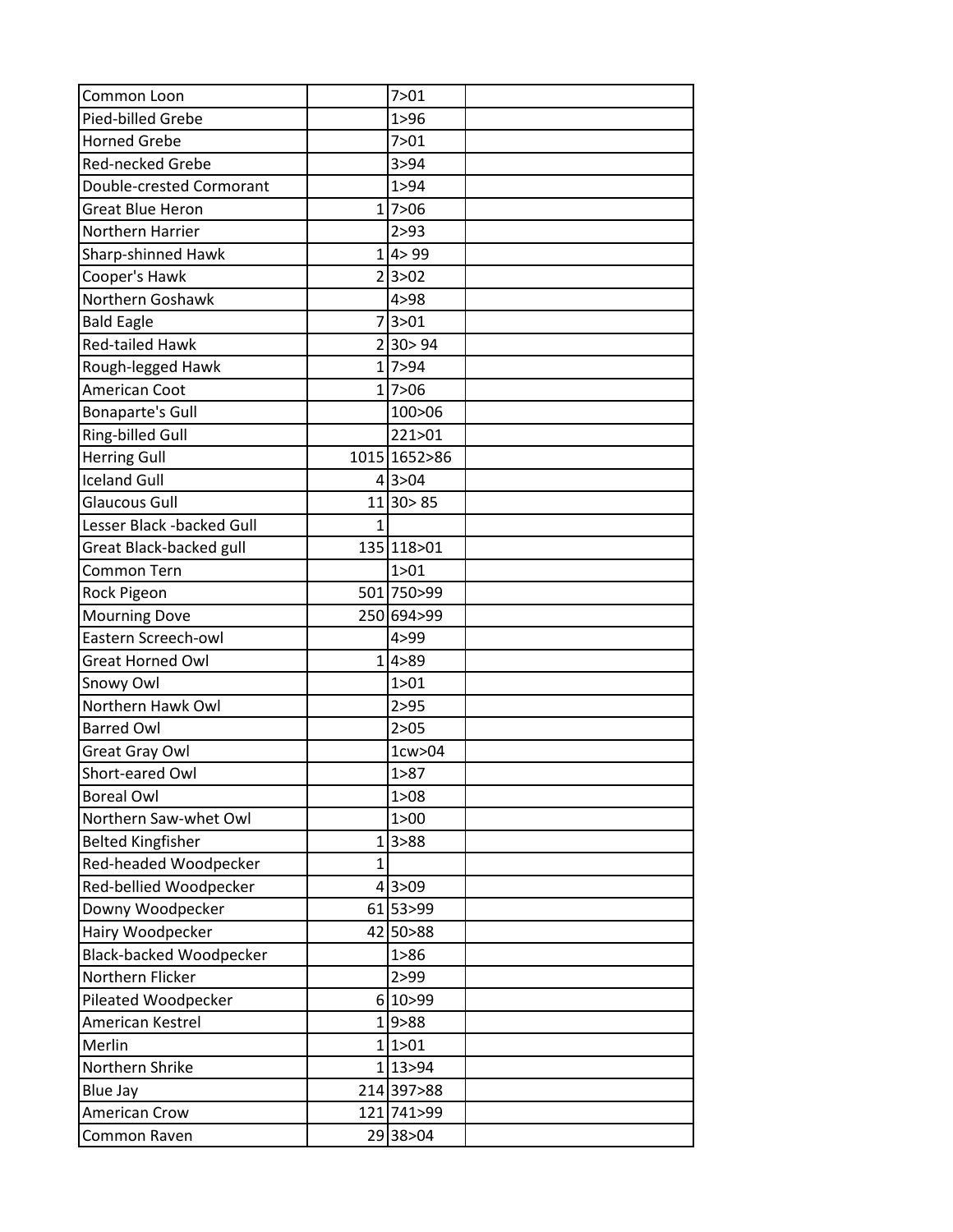| | | | |
|---|---|---|---|
| Common Loon | | 7>01 | |
| Pied-billed Grebe | | 1>96 | |
| Horned Grebe | | 7>01 | |
| Red-necked Grebe | | 3>94 | |
| Double-crested Cormorant | | 1>94 | |
| Great Blue Heron | 1 | 7>06 | |
| Northern Harrier | | 2>93 | |
| Sharp-shinned Hawk | 1 | 4> 99 | |
| Cooper's Hawk | 2 | 3>02 | |
| Northern Goshawk | | 4>98 | |
| Bald Eagle | 7 | 3>01 | |
| Red-tailed Hawk | 2 | 30> 94 | |
| Rough-legged Hawk | 1 | 7>94 | |
| American Coot | 1 | 7>06 | |
| Bonaparte's Gull | | 100>06 | |
| Ring-billed Gull | | 221>01 | |
| Herring Gull | 1015 | 1652>86 | |
| Iceland Gull | 4 | 3>04 | |
| Glaucous Gull | 11 | 30> 85 | |
| Lesser Black -backed Gull | 1 | | |
| Great Black-backed gull | 135 | 118>01 | |
| Common Tern | | 1>01 | |
| Rock Pigeon | 501 | 750>99 | |
| Mourning Dove | 250 | 694>99 | |
| Eastern Screech-owl | | 4>99 | |
| Great Horned Owl | 1 | 4>89 | |
| Snowy Owl | | 1>01 | |
| Northern Hawk Owl | | 2>95 | |
| Barred Owl | | 2>05 | |
| Great Gray Owl | | 1cw>04 | |
| Short-eared Owl | | 1>87 | |
| Boreal Owl | | 1>08 | |
| Northern Saw-whet Owl | | 1>00 | |
| Belted Kingfisher | 1 | 3>88 | |
| Red-headed Woodpecker | 1 | | |
| Red-bellied Woodpecker | 4 | 3>09 | |
| Downy Woodpecker | 61 | 53>99 | |
| Hairy Woodpecker | 42 | 50>88 | |
| Black-backed Woodpecker | | 1>86 | |
| Northern Flicker | | 2>99 | |
| Pileated Woodpecker | 6 | 10>99 | |
| American Kestrel | 1 | 9>88 | |
| Merlin | 1 | 1>01 | |
| Northern Shrike | 1 | 13>94 | |
| Blue Jay | 214 | 397>88 | |
| American Crow | 121 | 741>99 | |
| Common Raven | 29 | 38>04 | |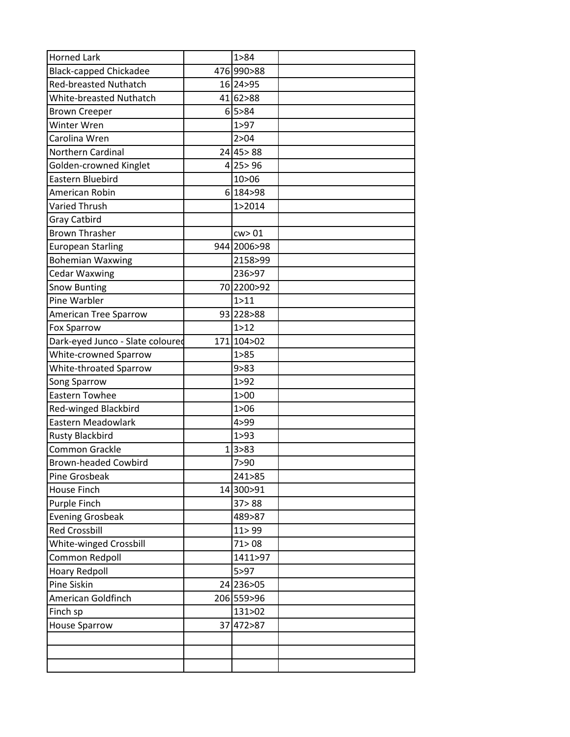| | | | |
|---|---|---|---|
| Horned Lark | | 1>84 | |
| Black-capped Chickadee | 476 | 990>88 | |
| Red-breasted Nuthatch | 16 | 24>95 | |
| White-breasted Nuthatch | 41 | 62>88 | |
| Brown Creeper | 6 | 5>84 | |
| Winter Wren | | 1>97 | |
| Carolina Wren | | 2>04 | |
| Northern Cardinal | 24 | 45> 88 | |
| Golden-crowned Kinglet | 4 | 25> 96 | |
| Eastern Bluebird | | 10>06 | |
| American Robin | 6 | 184>98 | |
| Varied Thrush | | 1>2014 | |
| Gray Catbird | | | |
| Brown Thrasher | | cw> 01 | |
| European Starling | 944 | 2006>98 | |
| Bohemian Waxwing | | 2158>99 | |
| Cedar Waxwing | | 236>97 | |
| Snow Bunting | 70 | 2200>92 | |
| Pine Warbler | | 1>11 | |
| American Tree Sparrow | 93 | 228>88 | |
| Fox Sparrow | | 1>12 | |
| Dark-eyed Junco - Slate coloured | 171 | 104>02 | |
| White-crowned Sparrow | | 1>85 | |
| White-throated Sparrow | | 9>83 | |
| Song Sparrow | | 1>92 | |
| Eastern Towhee | | 1>00 | |
| Red-winged Blackbird | | 1>06 | |
| Eastern Meadowlark | | 4>99 | |
| Rusty Blackbird | | 1>93 | |
| Common Grackle | 1 | 3>83 | |
| Brown-headed Cowbird | | 7>90 | |
| Pine Grosbeak | | 241>85 | |
| House Finch | 14 | 300>91 | |
| Purple Finch | | 37> 88 | |
| Evening Grosbeak | | 489>87 | |
| Red Crossbill | | 11> 99 | |
| White-winged Crossbill | | 71> 08 | |
| Common Redpoll | | 1411>97 | |
| Hoary Redpoll | | 5>97 | |
| Pine Siskin | 24 | 236>05 | |
| American Goldfinch | 206 | 559>96 | |
| Finch sp | | 131>02 | |
| House Sparrow | 37 | 472>87 | |
| | | | |
| | | | |
| | | | |